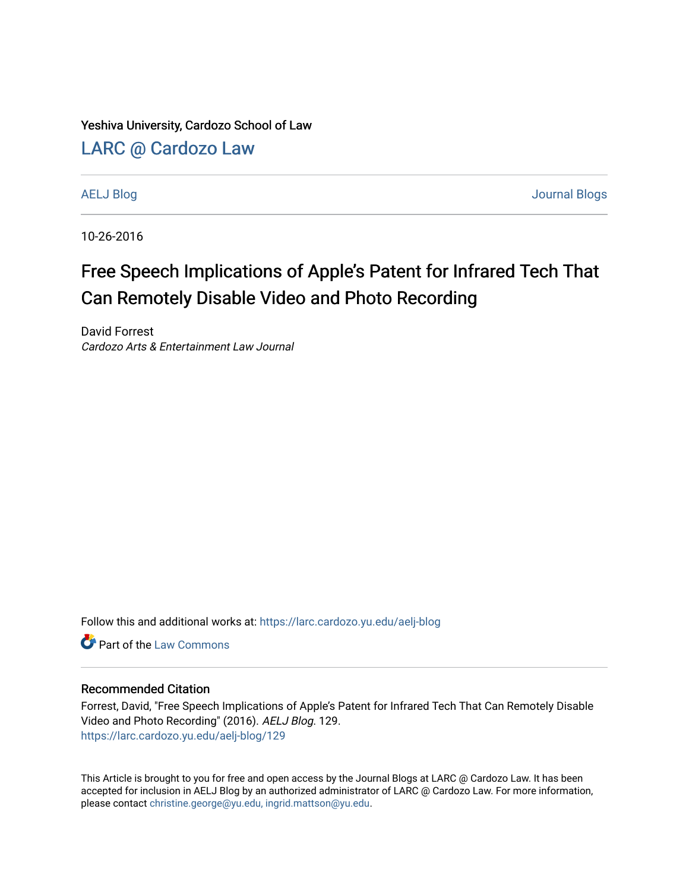Yeshiva University, Cardozo School of Law

LARC @ Cardozo Law

AELJ Blog | Journal Blogs

10-26-2016

# Free Speech Implications of Apple's Patent for Infrared Tech That Can Remotely Disable Video and Photo Recording

David Forrest
*Cardozo Arts & Entertainment Law Journal*

Follow this and additional works at: https://larc.cardozo.yu.edu/aelj-blog

Part of the Law Commons

## Recommended Citation

Forrest, David, "Free Speech Implications of Apple's Patent for Infrared Tech That Can Remotely Disable Video and Photo Recording" (2016). *AELJ Blog*. 129.
https://larc.cardozo.yu.edu/aelj-blog/129

This Article is brought to you for free and open access by the Journal Blogs at LARC @ Cardozo Law. It has been accepted for inclusion in AELJ Blog by an authorized administrator of LARC @ Cardozo Law. For more information, please contact christine.george@yu.edu, ingrid.mattson@yu.edu.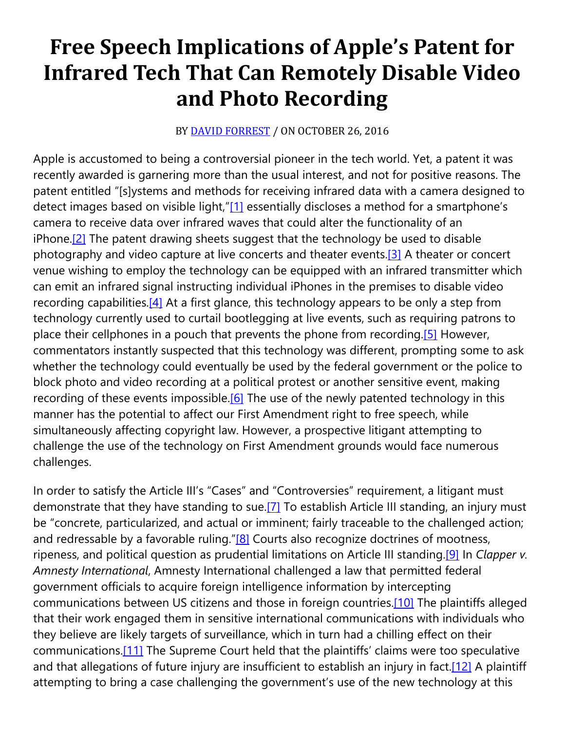# Free Speech Implications of Apple's Patent for Infrared Tech That Can Remotely Disable Video and Photo Recording

BY [DAVID FORREST] / ON OCTOBER 26, 2016

Apple is accustomed to being a controversial pioneer in the tech world. Yet, a patent it was recently awarded is garnering more than the usual interest, and not for positive reasons. The patent entitled "[s]ystems and methods for receiving infrared data with a camera designed to detect images based on visible light,"[1] essentially discloses a method for a smartphone's camera to receive data over infrared waves that could alter the functionality of an iPhone.[2] The patent drawing sheets suggest that the technology be used to disable photography and video capture at live concerts and theater events.[3] A theater or concert venue wishing to employ the technology can be equipped with an infrared transmitter which can emit an infrared signal instructing individual iPhones in the premises to disable video recording capabilities.[4] At a first glance, this technology appears to be only a step from technology currently used to curtail bootlegging at live events, such as requiring patrons to place their cellphones in a pouch that prevents the phone from recording.[5] However, commentators instantly suspected that this technology was different, prompting some to ask whether the technology could eventually be used by the federal government or the police to block photo and video recording at a political protest or another sensitive event, making recording of these events impossible.[6] The use of the newly patented technology in this manner has the potential to affect our First Amendment right to free speech, while simultaneously affecting copyright law. However, a prospective litigant attempting to challenge the use of the technology on First Amendment grounds would face numerous challenges.

In order to satisfy the Article III's "Cases" and "Controversies" requirement, a litigant must demonstrate that they have standing to sue.[7] To establish Article III standing, an injury must be "concrete, particularized, and actual or imminent; fairly traceable to the challenged action; and redressable by a favorable ruling."[8] Courts also recognize doctrines of mootness, ripeness, and political question as prudential limitations on Article III standing.[9] In *Clapper v. Amnesty International*, Amnesty International challenged a law that permitted federal government officials to acquire foreign intelligence information by intercepting communications between US citizens and those in foreign countries.[10] The plaintiffs alleged that their work engaged them in sensitive international communications with individuals who they believe are likely targets of surveillance, which in turn had a chilling effect on their communications.[11] The Supreme Court held that the plaintiffs' claims were too speculative and that allegations of future injury are insufficient to establish an injury in fact.[12] A plaintiff attempting to bring a case challenging the government's use of the new technology at this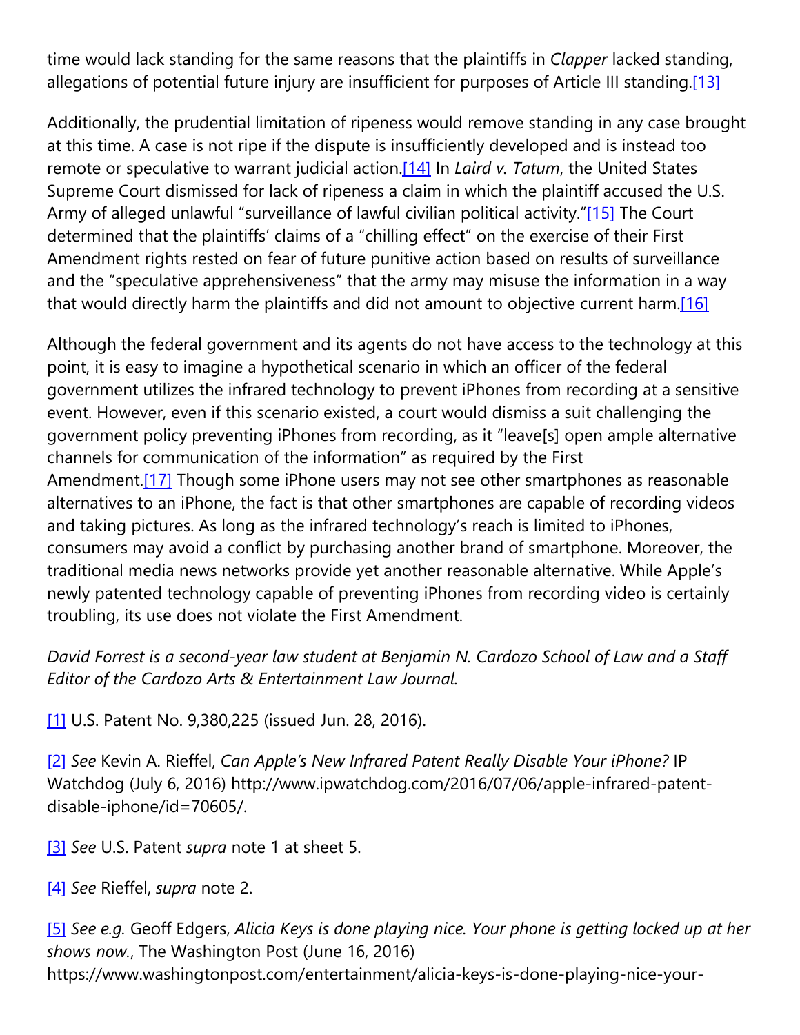time would lack standing for the same reasons that the plaintiffs in *Clapper* lacked standing, allegations of potential future injury are insufficient for purposes of Article III standing.[13]

Additionally, the prudential limitation of ripeness would remove standing in any case brought at this time. A case is not ripe if the dispute is insufficiently developed and is instead too remote or speculative to warrant judicial action.[14] In *Laird v. Tatum*, the United States Supreme Court dismissed for lack of ripeness a claim in which the plaintiff accused the U.S. Army of alleged unlawful "surveillance of lawful civilian political activity."[15] The Court determined that the plaintiffs' claims of a "chilling effect" on the exercise of their First Amendment rights rested on fear of future punitive action based on results of surveillance and the "speculative apprehensiveness" that the army may misuse the information in a way that would directly harm the plaintiffs and did not amount to objective current harm.[16]

Although the federal government and its agents do not have access to the technology at this point, it is easy to imagine a hypothetical scenario in which an officer of the federal government utilizes the infrared technology to prevent iPhones from recording at a sensitive event. However, even if this scenario existed, a court would dismiss a suit challenging the government policy preventing iPhones from recording, as it "leave[s] open ample alternative channels for communication of the information" as required by the First Amendment.[17] Though some iPhone users may not see other smartphones as reasonable alternatives to an iPhone, the fact is that other smartphones are capable of recording videos and taking pictures. As long as the infrared technology's reach is limited to iPhones, consumers may avoid a conflict by purchasing another brand of smartphone. Moreover, the traditional media news networks provide yet another reasonable alternative. While Apple's newly patented technology capable of preventing iPhones from recording video is certainly troubling, its use does not violate the First Amendment.

*David Forrest is a second-year law student at Benjamin N. Cardozo School of Law and a Staff Editor of the Cardozo Arts & Entertainment Law Journal.*

[1] U.S. Patent No. 9,380,225 (issued Jun. 28, 2016).

[2] *See* Kevin A. Rieffel, *Can Apple's New Infrared Patent Really Disable Your iPhone?* IP Watchdog (July 6, 2016) http://www.ipwatchdog.com/2016/07/06/apple-infrared-patent-disable-iphone/id=70605/.

[3] *See* U.S. Patent *supra* note 1 at sheet 5.

[4] *See* Rieffel, *supra* note 2.

[5] *See e.g.* Geoff Edgers, *Alicia Keys is done playing nice. Your phone is getting locked up at her shows now.*, The Washington Post (June 16, 2016) https://www.washingtonpost.com/entertainment/alicia-keys-is-done-playing-nice-your-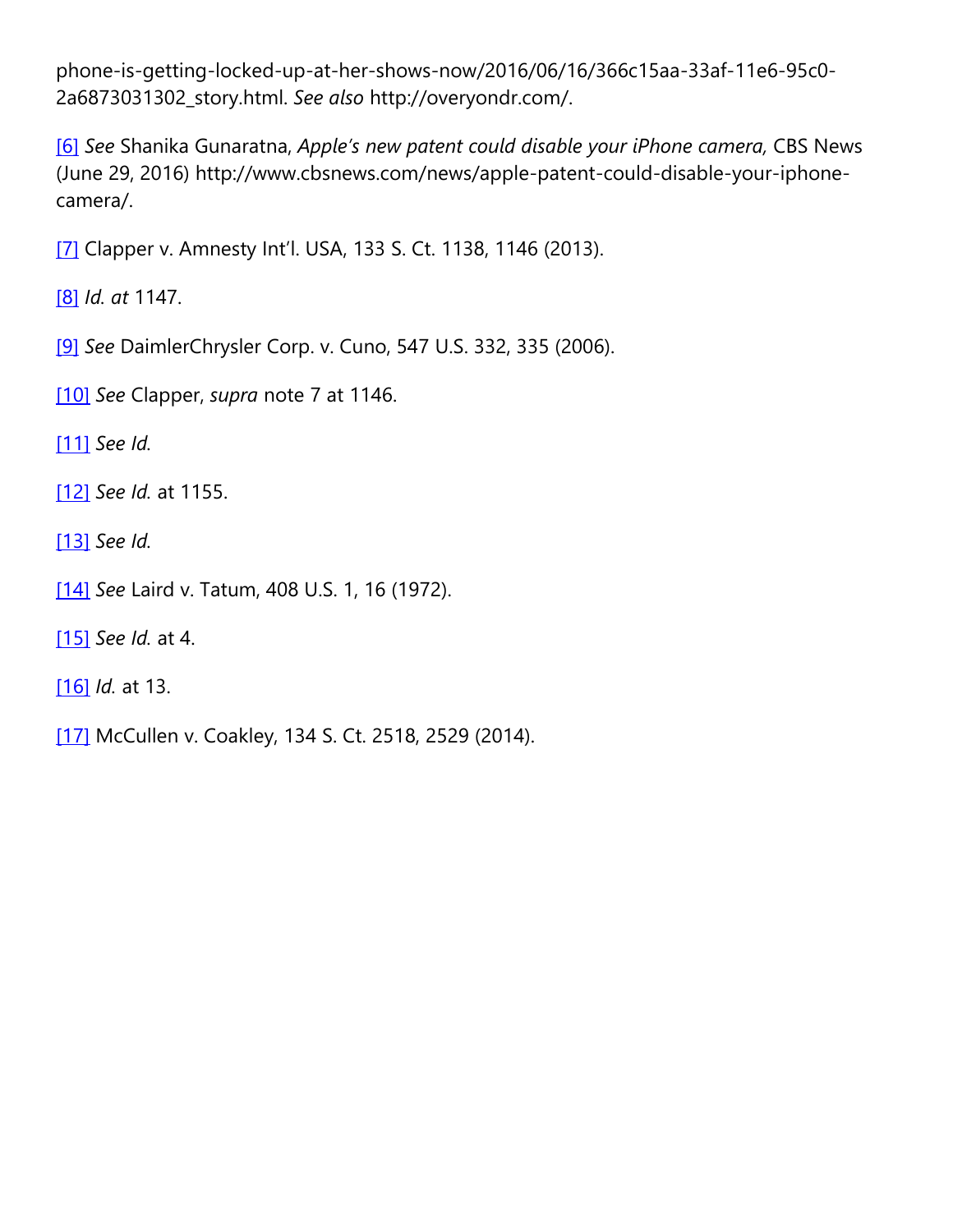phone-is-getting-locked-up-at-her-shows-now/2016/06/16/366c15aa-33af-11e6-95c0-2a6873031302_story.html. *See also* http://overyondr.com/.

[6] *See* Shanika Gunaratna, *Apple's new patent could disable your iPhone camera,* CBS News (June 29, 2016) http://www.cbsnews.com/news/apple-patent-could-disable-your-iphone-camera/.

[7] Clapper v. Amnesty Int'l. USA, 133 S. Ct. 1138, 1146 (2013).

[8] *Id. at* 1147.

[9] *See* DaimlerChrysler Corp. v. Cuno, 547 U.S. 332, 335 (2006).

[10] *See* Clapper, *supra* note 7 at 1146.

[11] *See Id.*

[12] *See Id.* at 1155.

[13] *See Id.*

[14] *See* Laird v. Tatum, 408 U.S. 1, 16 (1972).

[15] *See Id.* at 4.

[16] *Id.* at 13.

[17] McCullen v. Coakley, 134 S. Ct. 2518, 2529 (2014).